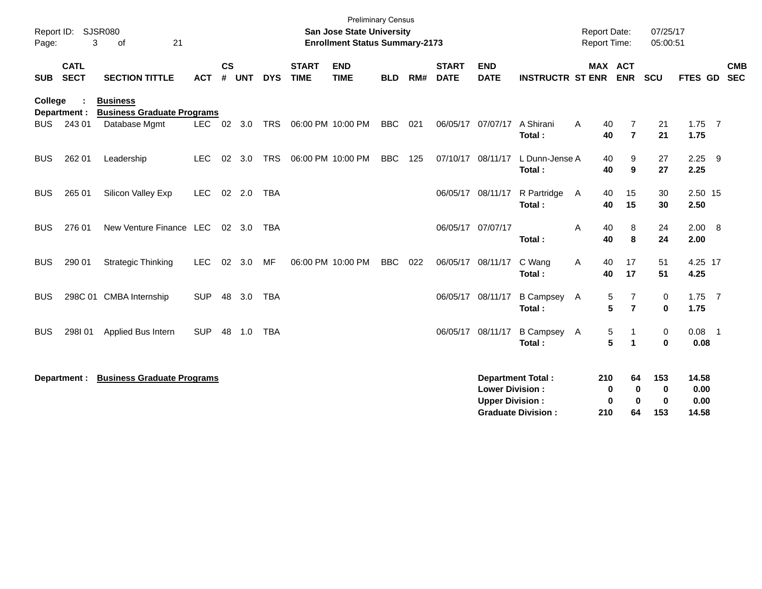Preliminary Census

Report ID: SJSR080

**San Jose State University**

**Enrollment Status Summary-2173**

Report Date: 07/25/17
Report Time: 05:00:51

| SUB | CATL SECT | SECTION TITTLE | ACT | CS # | UNT | DYS | START TIME | END TIME | BLD | RM# | START DATE | END DATE | INSTRUCTR | ST | MAX ENR | ACT ENR | SCU | FTES | GD | CMB SEC |
|---|---|---|---|---|---|---|---|---|---|---|---|---|---|---|---|---|---|---|---|---|
| **College :** | | **Business** | | | | | | | | | | | | | | | | | | |
| **Department :** | | **Business Graduate Programs** | | | | | | | | | | | | | | | | | | |
| BUS | 243 01 | Database Mgmt | LEC | 02 | 3.0 | TRS | 06:00 PM | 10:00 PM | BBC | 021 | 06/05/17 | 07/07/17 | A Shirani | A | 40 | 7 | 21 | 1.75 | 7 | |
| | | | | | | | | | | | | | **Total :** | | **40** | **7** | **21** | **1.75** | | |
| BUS | 262 01 | Leadership | LEC | 02 | 3.0 | TRS | 06:00 PM | 10:00 PM | BBC | 125 | 07/10/17 | 08/11/17 | L Dunn-Jense | A | 40 | 9 | 27 | 2.25 | 9 | |
| | | | | | | | | | | | | | **Total :** | | **40** | **9** | **27** | **2.25** | | |
| BUS | 265 01 | Silicon Valley Exp | LEC | 02 | 2.0 | TBA | | | | | 06/05/17 | 08/11/17 | R Partridge | A | 40 | 15 | 30 | 2.50 | 15 | |
| | | | | | | | | | | | | | **Total :** | | **40** | **15** | **30** | **2.50** | | |
| BUS | 276 01 | New Venture Finance | LEC | 02 | 3.0 | TBA | | | | | 06/05/17 | 07/07/17 | | A | 40 | 8 | 24 | 2.00 | 8 | |
| | | | | | | | | | | | | | **Total :** | | **40** | **8** | **24** | **2.00** | | |
| BUS | 290 01 | Strategic Thinking | LEC | 02 | 3.0 | MF | 06:00 PM | 10:00 PM | BBC | 022 | 06/05/17 | 08/11/17 | C Wang | A | 40 | 17 | 51 | 4.25 | 17 | |
| | | | | | | | | | | | | | **Total :** | | **40** | **17** | **51** | **4.25** | | |
| BUS | 298C 01 | CMBA Internship | SUP | 48 | 3.0 | TBA | | | | | 06/05/17 | 08/11/17 | B Campsey | A | 5 | 7 | 0 | 1.75 | 7 | |
| | | | | | | | | | | | | | **Total :** | | **5** | **7** | **0** | **1.75** | | |
| BUS | 298I 01 | Applied Bus Intern | SUP | 48 | 1.0 | TBA | | | | | 06/05/17 | 08/11/17 | B Campsey | A | 5 | 1 | 0 | 0.08 | 1 | |
| | | | | | | | | | | | | | **Total :** | | **5** | **1** | **0** | **0.08** | | |

**Department : Business Graduate Programs**

| | MAX ENR | ACT ENR | SCU | FTES |
|---|---|---|---|---|
| **Department Total :** | **210** | **64** | **153** | **14.58** |
| **Lower Division :** | **0** | **0** | **0** | **0.00** |
| **Upper Division :** | **0** | **0** | **0** | **0.00** |
| **Graduate Division :** | **210** | **64** | **153** | **14.58** |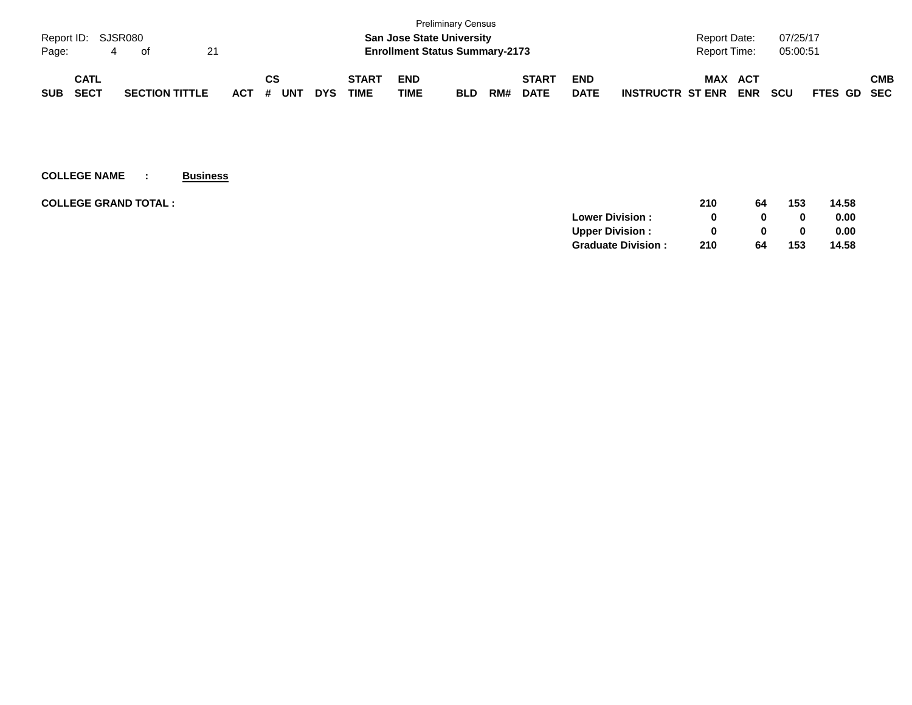Preliminary Census

**San Jose State University**

**Enrollment Status Summary-2173**

Report ID: SJSR080

Report Date: 07/25/17

Report Time: 05:00:51

| SUB | CATL SECT | SECTION TITTLE | ACT | CS # | UNT | DYS | START TIME | END TIME | BLD | RM# | START DATE | END DATE | INSTRUCTR | MAX ST ENR | ACT ENR | SCU | FTES | GD | CMB SEC |
|---|---|---|---|---|---|---|---|---|---|---|---|---|---|---|---|---|---|---|---|

**COLLEGE NAME : Business**

| | | | | |
|---|---|---|---|---|
| **COLLEGE GRAND TOTAL :** | **210** | **64** | **153** | **14.58** |
| **Lower Division :** | **0** | **0** | **0** | **0.00** |
| **Upper Division :** | **0** | **0** | **0** | **0.00** |
| **Graduate Division :** | **210** | **64** | **153** | **14.58** |